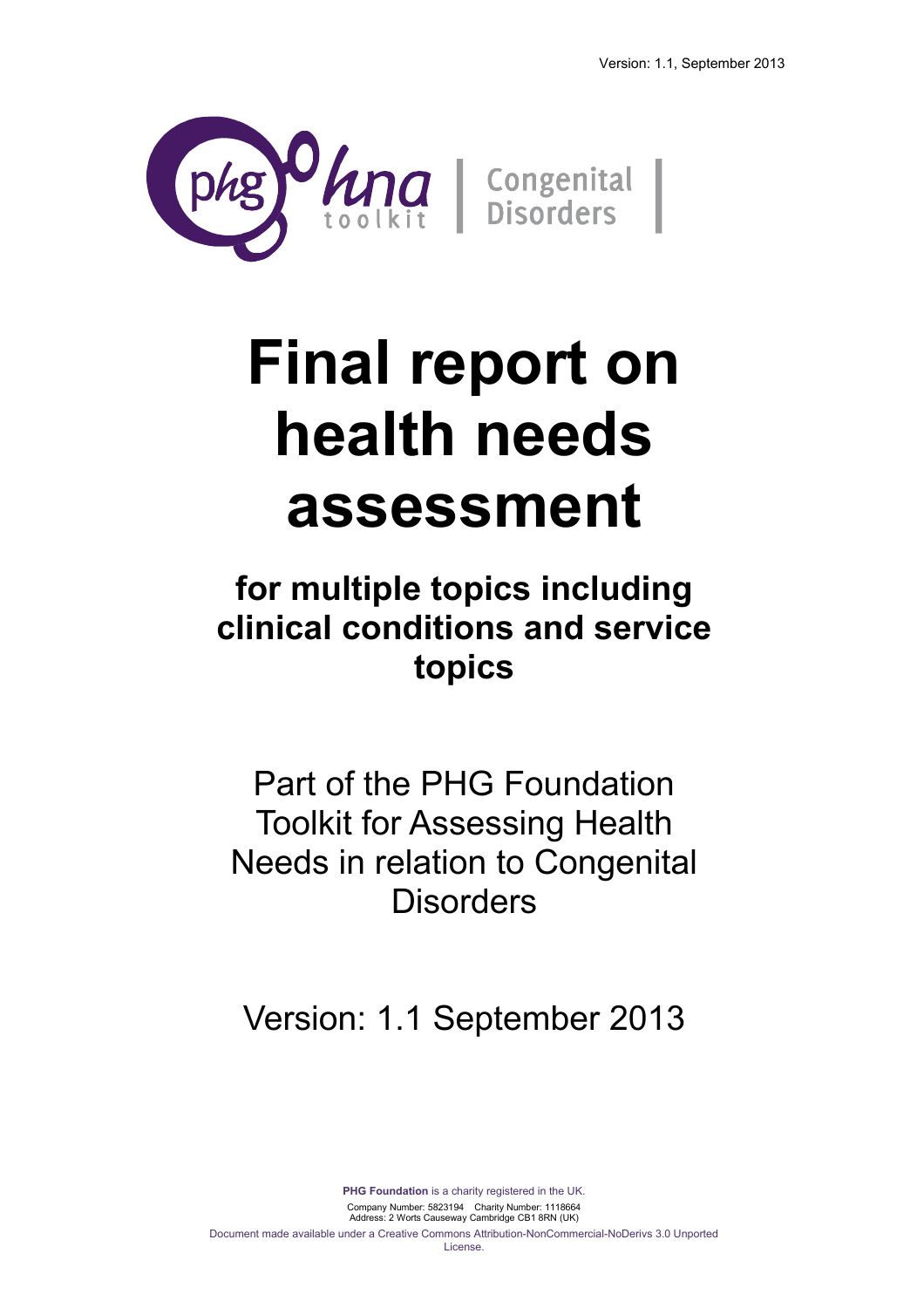Version: 1.1, September 2013

phg hna toolkit | Congenital Disorders |

# Final report on health needs assessment

## for multiple topics including clinical conditions and service topics

Part of the PHG Foundation Toolkit for Assessing Health Needs in relation to Congenital Disorders

Version: 1.1 September 2013

**PHG Foundation** is a charity registered in the UK.
Company Number: 5823194 Charity Number: 1118664
Address: 2 Worts Causeway Cambridge CB1 8RN (UK)
Document made available under a Creative Commons Attribution-NonCommercial-NoDerivs 3.0 Unported License.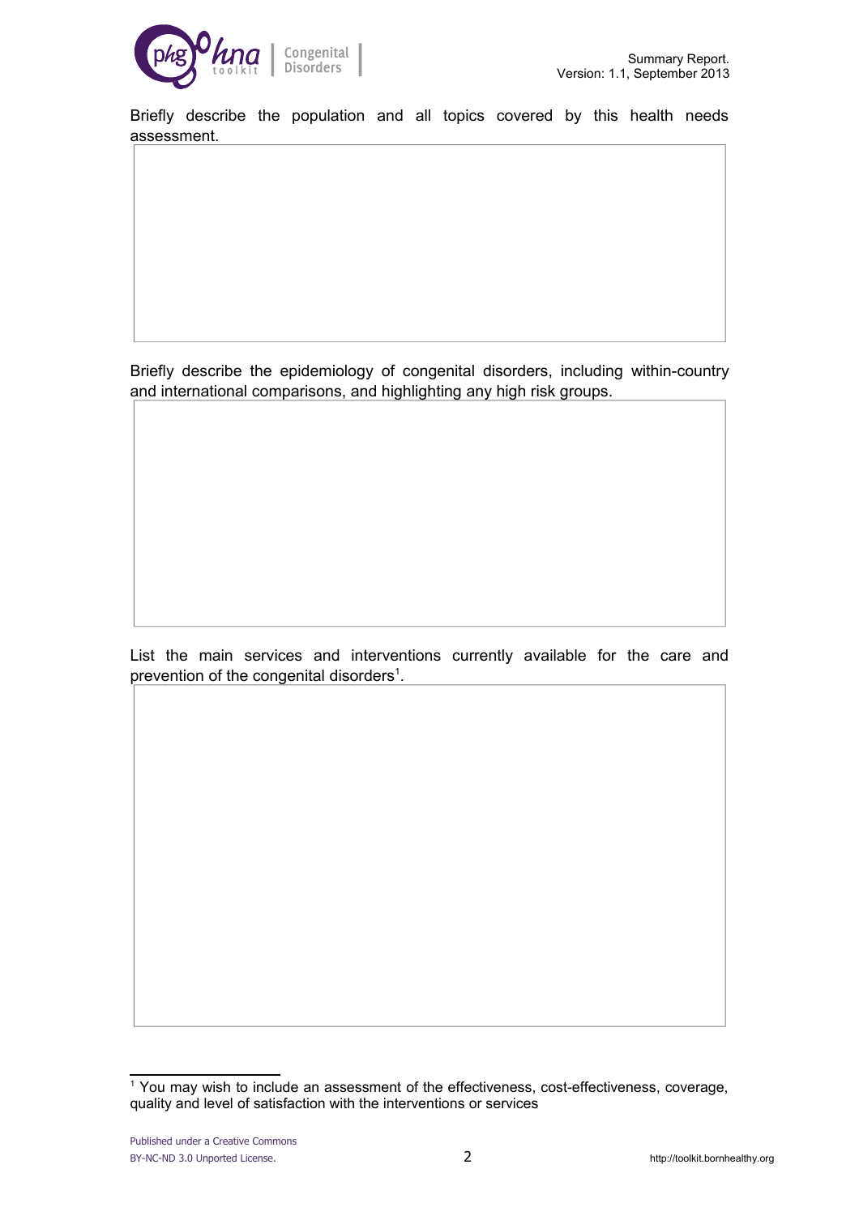Briefly describe the population and all topics covered by this health needs assessment.

Briefly describe the epidemiology of congenital disorders, including within-country and international comparisons, and highlighting any high risk groups.

List the main services and interventions currently available for the care and prevention of the congenital disorders[1].

[1] You may wish to include an assessment of the effectiveness, cost-effectiveness, coverage, quality and level of satisfaction with the interventions or services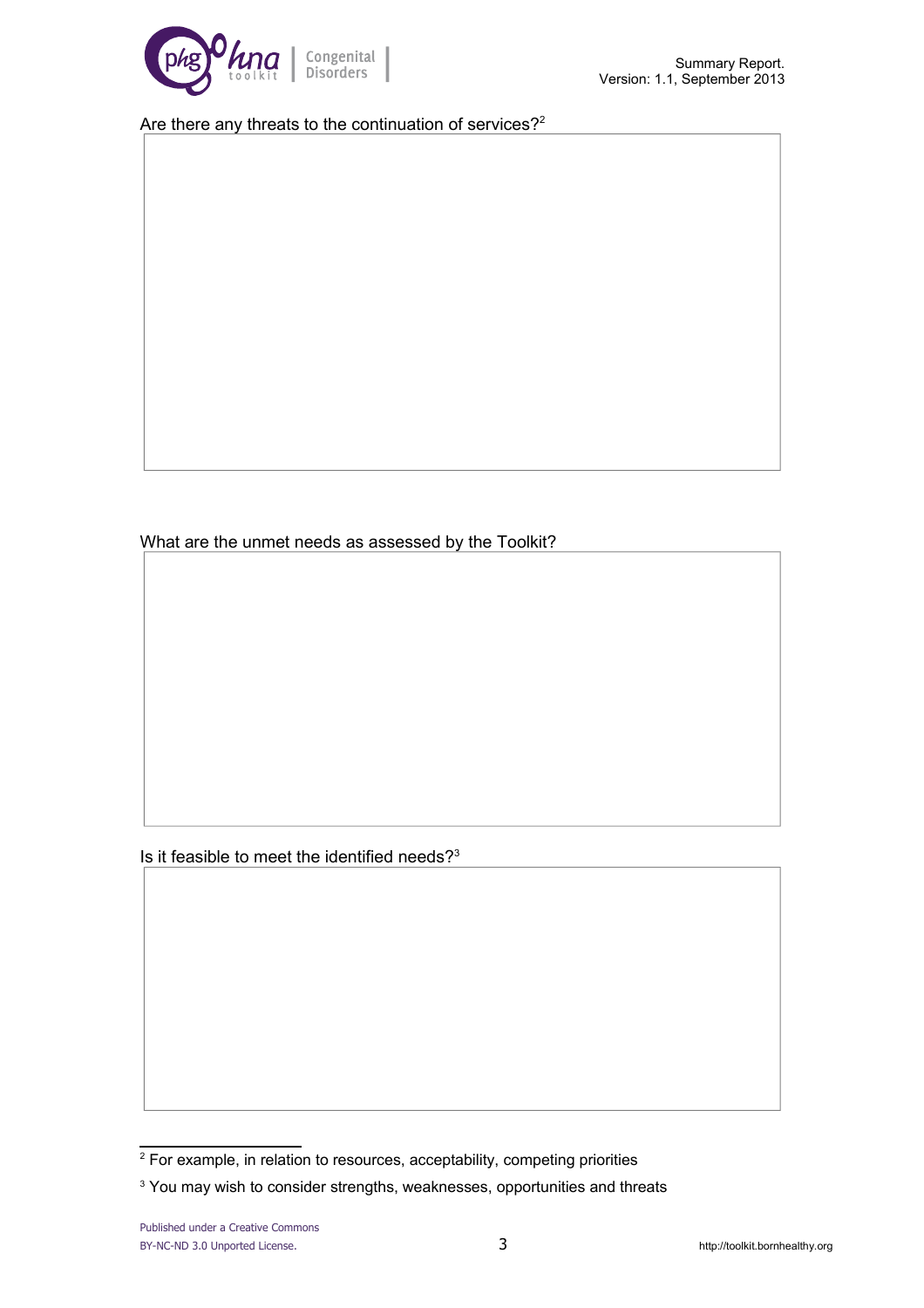Are there any threats to the continuation of services?[2]

What are the unmet needs as assessed by the Toolkit?

Is it feasible to meet the identified needs?[3]

[2] For example, in relation to resources, acceptability, competing priorities

[3] You may wish to consider strengths, weaknesses, opportunities and threats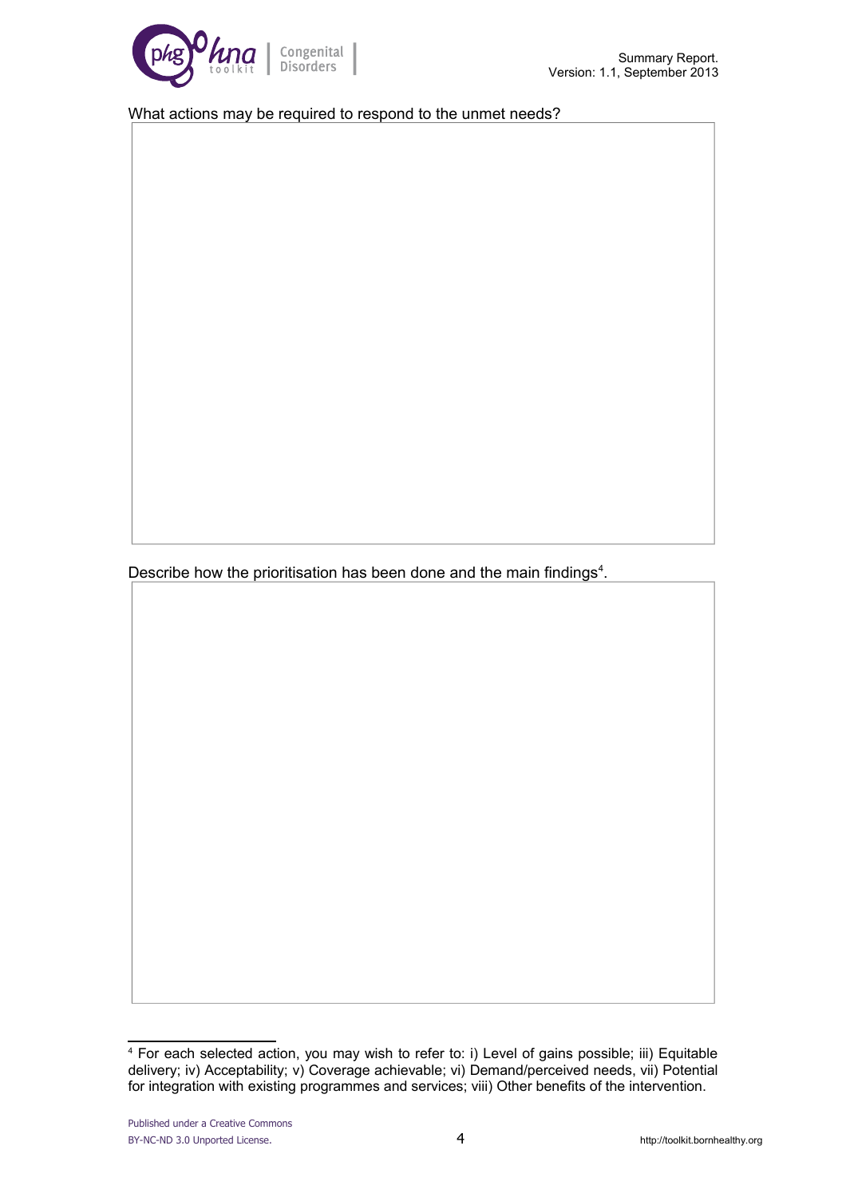What actions may be required to respond to the unmet needs?

Describe how the prioritisation has been done and the main findings[4].

[4] For each selected action, you may wish to refer to: i) Level of gains possible; iii) Equitable delivery; iv) Acceptability; v) Coverage achievable; vi) Demand/perceived needs, vii) Potential for integration with existing programmes and services; viii) Other benefits of the intervention.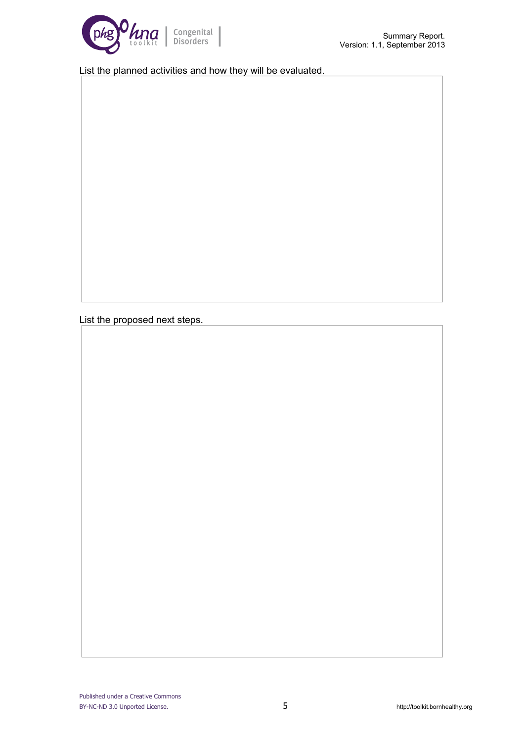List the planned activities and how they will be evaluated.

List the proposed next steps.